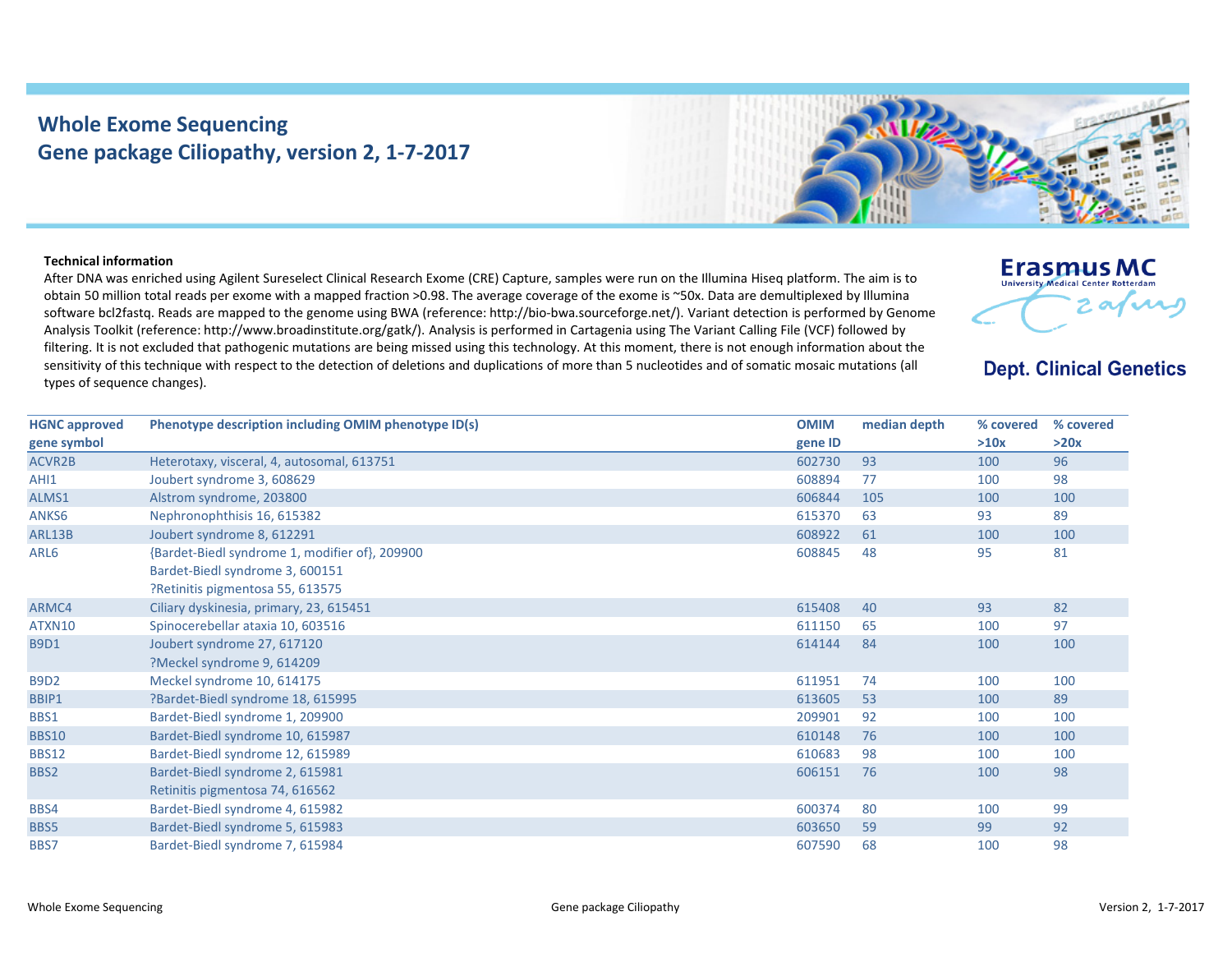# Whole Exome Sequencing
## Gene package Ciliopathy, version 2, 1-7-2017

Erasmus MC
University Medical Center Rotterdam

**Dept. Clinical Genetics**

**Technical information**

After DNA was enriched using Agilent Sureselect Clinical Research Exome (CRE) Capture, samples were run on the Illumina Hiseq platform. The aim is to obtain 50 million total reads per exome with a mapped fraction >0.98. The average coverage of the exome is ~50x. Data are demultiplexed by Illumina software bcl2fastq. Reads are mapped to the genome using BWA (reference: http://bio-bwa.sourceforge.net/). Variant detection is performed by Genome Analysis Toolkit (reference: http://www.broadinstitute.org/gatk/). Analysis is performed in Cartagenia using The Variant Calling File (VCF) followed by filtering. It is not excluded that pathogenic mutations are being missed using this technology. At this moment, there is not enough information about the sensitivity of this technique with respect to the detection of deletions and duplications of more than 5 nucleotides and of somatic mosaic mutations (all types of sequence changes).

| HGNC approved gene symbol | Phenotype description including OMIM phenotype ID(s) | OMIM gene ID | median depth | % covered >10x | % covered >20x |
|---|---|---|---|---|---|
| ACVR2B | Heterotaxy, visceral, 4, autosomal, 613751 | 602730 | 93 | 100 | 96 |
| AHI1 | Joubert syndrome 3, 608629 | 608894 | 77 | 100 | 98 |
| ALMS1 | Alstrom syndrome, 203800 | 606844 | 105 | 100 | 100 |
| ANKS6 | Nephronophthisis 16, 615382 | 615370 | 63 | 93 | 89 |
| ARL13B | Joubert syndrome 8, 612291 | 608922 | 61 | 100 | 100 |
| ARL6 | {Bardet-Biedl syndrome 1, modifier of}, 209900<br>Bardet-Biedl syndrome 3, 600151<br>?Retinitis pigmentosa 55, 613575 | 608845 | 48 | 95 | 81 |
| ARMC4 | Ciliary dyskinesia, primary, 23, 615451 | 615408 | 40 | 93 | 82 |
| ATXN10 | Spinocerebellar ataxia 10, 603516 | 611150 | 65 | 100 | 97 |
| B9D1 | Joubert syndrome 27, 617120<br>?Meckel syndrome 9, 614209 | 614144 | 84 | 100 | 100 |
| B9D2 | Meckel syndrome 10, 614175 | 611951 | 74 | 100 | 100 |
| BBIP1 | ?Bardet-Biedl syndrome 18, 615995 | 613605 | 53 | 100 | 89 |
| BBS1 | Bardet-Biedl syndrome 1, 209900 | 209901 | 92 | 100 | 100 |
| BBS10 | Bardet-Biedl syndrome 10, 615987 | 610148 | 76 | 100 | 100 |
| BBS12 | Bardet-Biedl syndrome 12, 615989 | 610683 | 98 | 100 | 100 |
| BBS2 | Bardet-Biedl syndrome 2, 615981<br>Retinitis pigmentosa 74, 616562 | 606151 | 76 | 100 | 98 |
| BBS4 | Bardet-Biedl syndrome 4, 615982 | 600374 | 80 | 100 | 99 |
| BBS5 | Bardet-Biedl syndrome 5, 615983 | 603650 | 59 | 99 | 92 |
| BBS7 | Bardet-Biedl syndrome 7, 615984 | 607590 | 68 | 100 | 98 |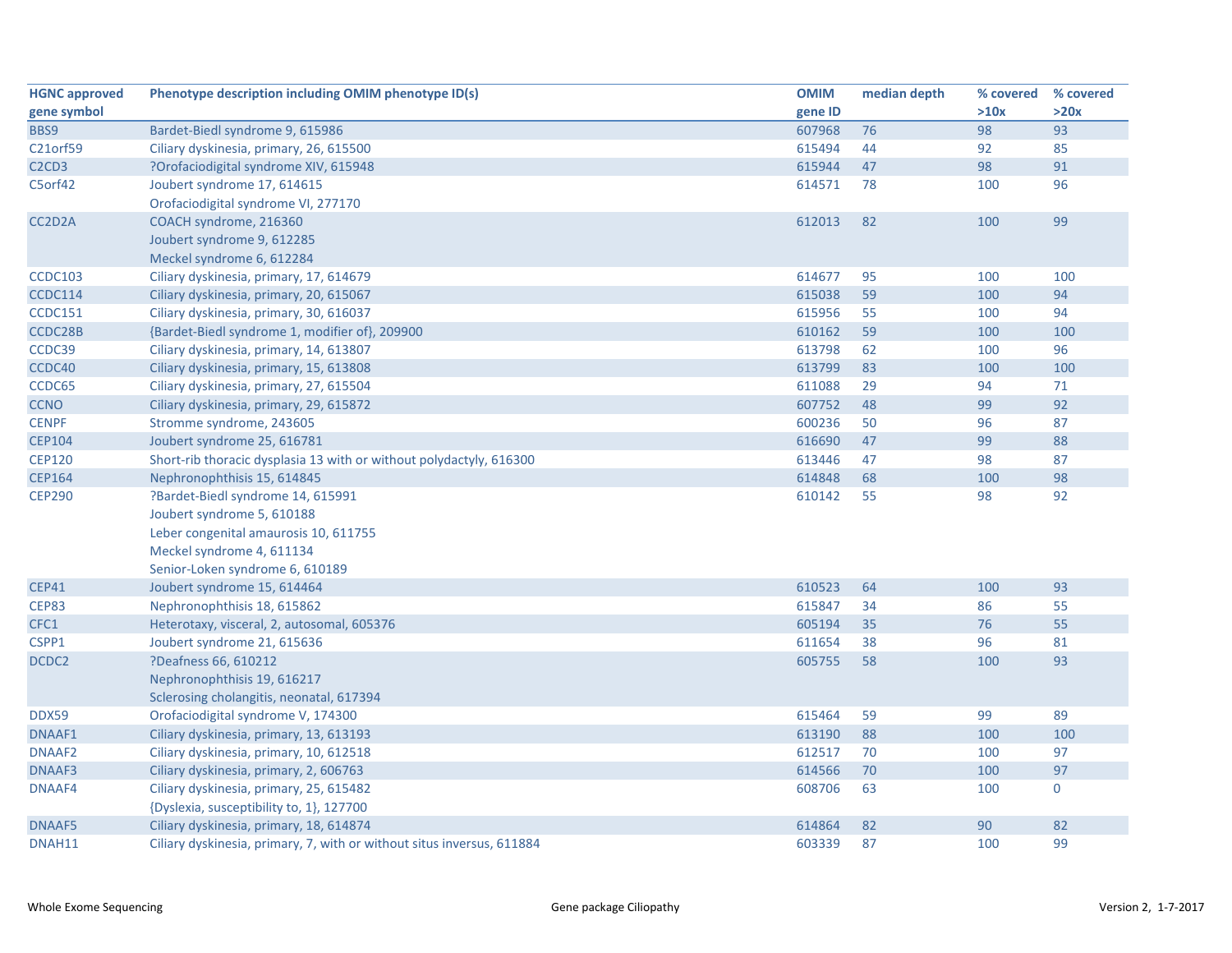| HGNC approved gene symbol | Phenotype description including OMIM phenotype ID(s) | OMIM gene ID | median depth | % covered >10x | % covered >20x |
|---|---|---|---|---|---|
| BBS9 | Bardet-Biedl syndrome 9, 615986 | 607968 | 76 | 98 | 93 |
| C21orf59 | Ciliary dyskinesia, primary, 26, 615500 | 615494 | 44 | 92 | 85 |
| C2CD3 | ?Orofaciodigital syndrome XIV, 615948 | 615944 | 47 | 98 | 91 |
| C5orf42 | Joubert syndrome 17, 614615<br>Orofaciodigital syndrome VI, 277170 | 614571 | 78 | 100 | 96 |
| CC2D2A | COACH syndrome, 216360<br>Joubert syndrome 9, 612285<br>Meckel syndrome 6, 612284 | 612013 | 82 | 100 | 99 |
| CCDC103 | Ciliary dyskinesia, primary, 17, 614679 | 614677 | 95 | 100 | 100 |
| CCDC114 | Ciliary dyskinesia, primary, 20, 615067 | 615038 | 59 | 100 | 94 |
| CCDC151 | Ciliary dyskinesia, primary, 30, 616037 | 615956 | 55 | 100 | 94 |
| CCDC28B | {Bardet-Biedl syndrome 1, modifier of}, 209900 | 610162 | 59 | 100 | 100 |
| CCDC39 | Ciliary dyskinesia, primary, 14, 613807 | 613798 | 62 | 100 | 96 |
| CCDC40 | Ciliary dyskinesia, primary, 15, 613808 | 613799 | 83 | 100 | 100 |
| CCDC65 | Ciliary dyskinesia, primary, 27, 615504 | 611088 | 29 | 94 | 71 |
| CCNO | Ciliary dyskinesia, primary, 29, 615872 | 607752 | 48 | 99 | 92 |
| CENPF | Stromme syndrome, 243605 | 600236 | 50 | 96 | 87 |
| CEP104 | Joubert syndrome 25, 616781 | 616690 | 47 | 99 | 88 |
| CEP120 | Short-rib thoracic dysplasia 13 with or without polydactyly, 616300 | 613446 | 47 | 98 | 87 |
| CEP164 | Nephronophthisis 15, 614845 | 614848 | 68 | 100 | 98 |
| CEP290 | ?Bardet-Biedl syndrome 14, 615991<br>Joubert syndrome 5, 610188<br>Leber congenital amaurosis 10, 611755<br>Meckel syndrome 4, 611134<br>Senior-Loken syndrome 6, 610189 | 610142 | 55 | 98 | 92 |
| CEP41 | Joubert syndrome 15, 614464 | 610523 | 64 | 100 | 93 |
| CEP83 | Nephronophthisis 18, 615862 | 615847 | 34 | 86 | 55 |
| CFC1 | Heterotaxy, visceral, 2, autosomal, 605376 | 605194 | 35 | 76 | 55 |
| CSPP1 | Joubert syndrome 21, 615636 | 611654 | 38 | 96 | 81 |
| DCDC2 | ?Deafness 66, 610212<br>Nephronophthisis 19, 616217<br>Sclerosing cholangitis, neonatal, 617394 | 605755 | 58 | 100 | 93 |
| DDX59 | Orofaciodigital syndrome V, 174300 | 615464 | 59 | 99 | 89 |
| DNAAF1 | Ciliary dyskinesia, primary, 13, 613193 | 613190 | 88 | 100 | 100 |
| DNAAF2 | Ciliary dyskinesia, primary, 10, 612518 | 612517 | 70 | 100 | 97 |
| DNAAF3 | Ciliary dyskinesia, primary, 2, 606763 | 614566 | 70 | 100 | 97 |
| DNAAF4 | Ciliary dyskinesia, primary, 25, 615482<br>{Dyslexia, susceptibility to, 1}, 127700 | 608706 | 63 | 100 | 0 |
| DNAAF5 | Ciliary dyskinesia, primary, 18, 614874 | 614864 | 82 | 90 | 82 |
| DNAH11 | Ciliary dyskinesia, primary, 7, with or without situs inversus, 611884 | 603339 | 87 | 100 | 99 |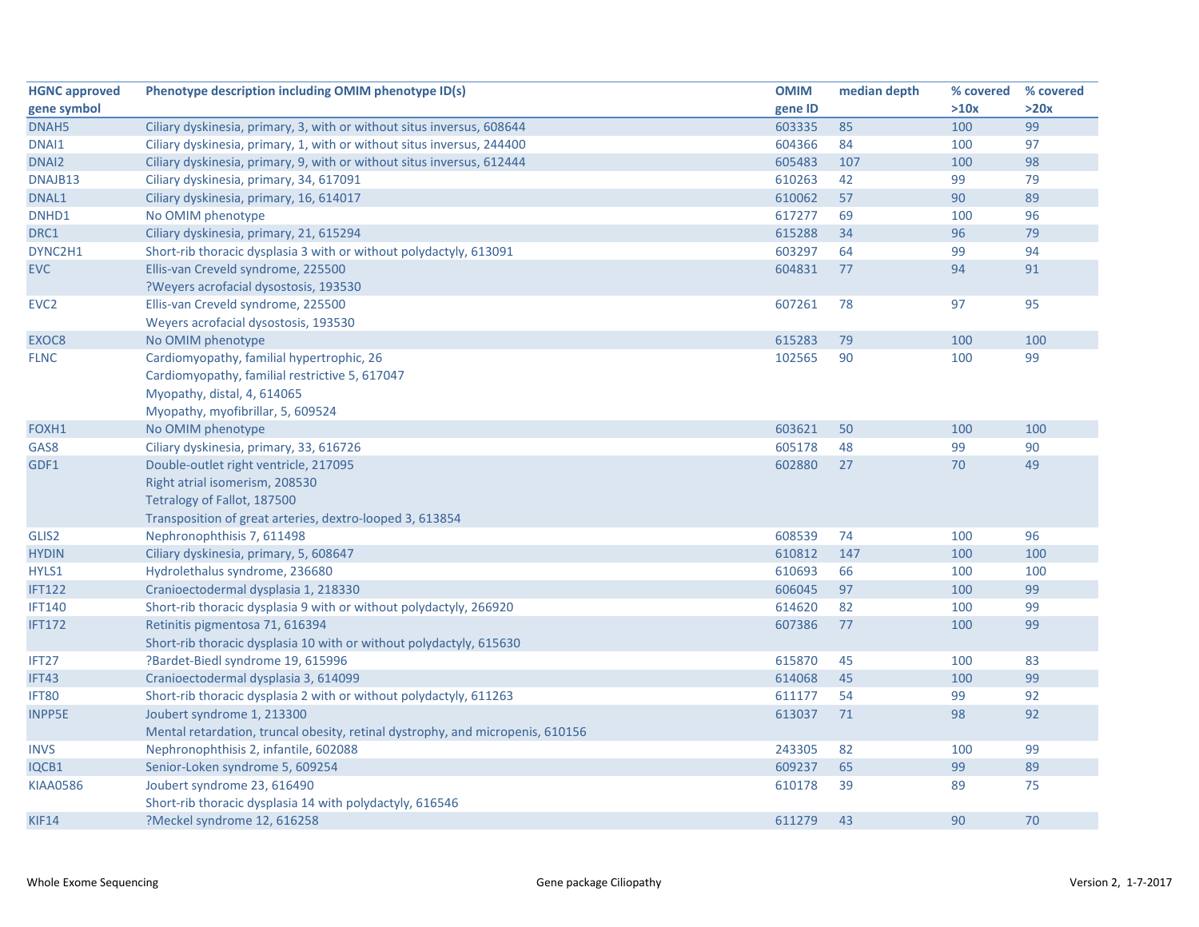| HGNC approved gene symbol | Phenotype description including OMIM phenotype ID(s) | OMIM gene ID | median depth | % covered >10x | % covered >20x |
|---|---|---|---|---|---|
| DNAH5 | Ciliary dyskinesia, primary, 3, with or without situs inversus, 608644 | 603335 | 85 | 100 | 99 |
| DNAI1 | Ciliary dyskinesia, primary, 1, with or without situs inversus, 244400 | 604366 | 84 | 100 | 97 |
| DNAI2 | Ciliary dyskinesia, primary, 9, with or without situs inversus, 612444 | 605483 | 107 | 100 | 98 |
| DNAJB13 | Ciliary dyskinesia, primary, 34, 617091 | 610263 | 42 | 99 | 79 |
| DNAL1 | Ciliary dyskinesia, primary, 16, 614017 | 610062 | 57 | 90 | 89 |
| DNHD1 | No OMIM phenotype | 617277 | 69 | 100 | 96 |
| DRC1 | Ciliary dyskinesia, primary, 21, 615294 | 615288 | 34 | 96 | 79 |
| DYNC2H1 | Short-rib thoracic dysplasia 3 with or without polydactyly, 613091 | 603297 | 64 | 99 | 94 |
| EVC | Ellis-van Creveld syndrome, 225500<br>?Weyers acrofacial dysostosis, 193530 | 604831 | 77 | 94 | 91 |
| EVC2 | Ellis-van Creveld syndrome, 225500<br>Weyers acrofacial dysostosis, 193530 | 607261 | 78 | 97 | 95 |
| EXOC8 | No OMIM phenotype | 615283 | 79 | 100 | 100 |
| FLNC | Cardiomyopathy, familial hypertrophic, 26<br>Cardiomyopathy, familial restrictive 5, 617047<br>Myopathy, distal, 4, 614065<br>Myopathy, myofibrillar, 5, 609524 | 102565 | 90 | 100 | 99 |
| FOXH1 | No OMIM phenotype | 603621 | 50 | 100 | 100 |
| GAS8 | Ciliary dyskinesia, primary, 33, 616726 | 605178 | 48 | 99 | 90 |
| GDF1 | Double-outlet right ventricle, 217095<br>Right atrial isomerism, 208530<br>Tetralogy of Fallot, 187500<br>Transposition of great arteries, dextro-looped 3, 613854 | 602880 | 27 | 70 | 49 |
| GLIS2 | Nephronophthisis 7, 611498 | 608539 | 74 | 100 | 96 |
| HYDIN | Ciliary dyskinesia, primary, 5, 608647 | 610812 | 147 | 100 | 100 |
| HYLS1 | Hydrolethalus syndrome, 236680 | 610693 | 66 | 100 | 100 |
| IFT122 | Cranioectodermal dysplasia 1, 218330 | 606045 | 97 | 100 | 99 |
| IFT140 | Short-rib thoracic dysplasia 9 with or without polydactyly, 266920 | 614620 | 82 | 100 | 99 |
| IFT172 | Retinitis pigmentosa 71, 616394<br>Short-rib thoracic dysplasia 10 with or without polydactyly, 615630 | 607386 | 77 | 100 | 99 |
| IFT27 | ?Bardet-Biedl syndrome 19, 615996 | 615870 | 45 | 100 | 83 |
| IFT43 | Cranioectodermal dysplasia 3, 614099 | 614068 | 45 | 100 | 99 |
| IFT80 | Short-rib thoracic dysplasia 2 with or without polydactyly, 611263 | 611177 | 54 | 99 | 92 |
| INPP5E | Joubert syndrome 1, 213300<br>Mental retardation, truncal obesity, retinal dystrophy, and micropenis, 610156 | 613037 | 71 | 98 | 92 |
| INVS | Nephronophthisis 2, infantile, 602088 | 243305 | 82 | 100 | 99 |
| IQCB1 | Senior-Loken syndrome 5, 609254 | 609237 | 65 | 99 | 89 |
| KIAA0586 | Joubert syndrome 23, 616490<br>Short-rib thoracic dysplasia 14 with polydactyly, 616546 | 610178 | 39 | 89 | 75 |
| KIF14 | ?Meckel syndrome 12, 616258 | 611279 | 43 | 90 | 70 |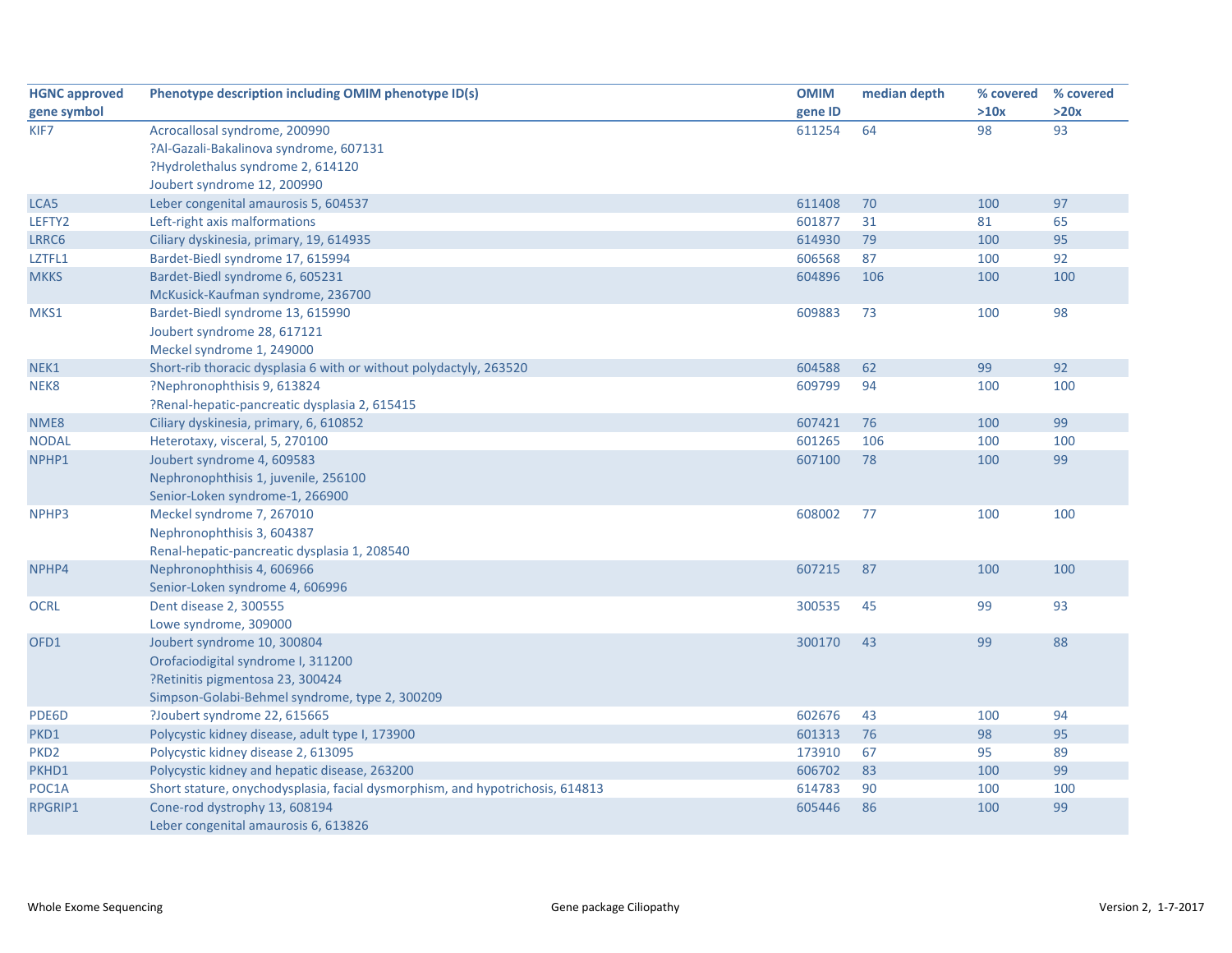| HGNC approved gene symbol | Phenotype description including OMIM phenotype ID(s) | OMIM gene ID | median depth | % covered >10x | % covered >20x |
|---|---|---|---|---|---|
| KIF7 | Acrocallosal syndrome, 200990<br>?Al-Gazali-Bakalinova syndrome, 607131<br>?Hydrolethalus syndrome 2, 614120<br>Joubert syndrome 12, 200990 | 611254 | 64 | 98 | 93 |
| LCA5 | Leber congenital amaurosis 5, 604537 | 611408 | 70 | 100 | 97 |
| LEFTY2 | Left-right axis malformations | 601877 | 31 | 81 | 65 |
| LRRC6 | Ciliary dyskinesia, primary, 19, 614935 | 614930 | 79 | 100 | 95 |
| LZTFL1 | Bardet-Biedl syndrome 17, 615994 | 606568 | 87 | 100 | 92 |
| MKKS | Bardet-Biedl syndrome 6, 605231<br>McKusick-Kaufman syndrome, 236700 | 604896 | 106 | 100 | 100 |
| MKS1 | Bardet-Biedl syndrome 13, 615990<br>Joubert syndrome 28, 617121<br>Meckel syndrome 1, 249000 | 609883 | 73 | 100 | 98 |
| NEK1 | Short-rib thoracic dysplasia 6 with or without polydactyly, 263520 | 604588 | 62 | 99 | 92 |
| NEK8 | ?Nephronophthisis 9, 613824<br>?Renal-hepatic-pancreatic dysplasia 2, 615415 | 609799 | 94 | 100 | 100 |
| NME8 | Ciliary dyskinesia, primary, 6, 610852 | 607421 | 76 | 100 | 99 |
| NODAL | Heterotaxy, visceral, 5, 270100 | 601265 | 106 | 100 | 100 |
| NPHP1 | Joubert syndrome 4, 609583<br>Nephronophthisis 1, juvenile, 256100<br>Senior-Loken syndrome-1, 266900 | 607100 | 78 | 100 | 99 |
| NPHP3 | Meckel syndrome 7, 267010<br>Nephronophthisis 3, 604387<br>Renal-hepatic-pancreatic dysplasia 1, 208540 | 608002 | 77 | 100 | 100 |
| NPHP4 | Nephronophthisis 4, 606966<br>Senior-Loken syndrome 4, 606996 | 607215 | 87 | 100 | 100 |
| OCRL | Dent disease 2, 300555<br>Lowe syndrome, 309000 | 300535 | 45 | 99 | 93 |
| OFD1 | Joubert syndrome 10, 300804<br>Orofaciodigital syndrome I, 311200<br>?Retinitis pigmentosa 23, 300424<br>Simpson-Golabi-Behmel syndrome, type 2, 300209 | 300170 | 43 | 99 | 88 |
| PDE6D | ?Joubert syndrome 22, 615665 | 602676 | 43 | 100 | 94 |
| PKD1 | Polycystic kidney disease, adult type I, 173900 | 601313 | 76 | 98 | 95 |
| PKD2 | Polycystic kidney disease 2, 613095 | 173910 | 67 | 95 | 89 |
| PKHD1 | Polycystic kidney and hepatic disease, 263200 | 606702 | 83 | 100 | 99 |
| POC1A | Short stature, onychodysplasia, facial dysmorphism, and hypotrichosis, 614813 | 614783 | 90 | 100 | 100 |
| RPGRIP1 | Cone-rod dystrophy 13, 608194<br>Leber congenital amaurosis 6, 613826 | 605446 | 86 | 100 | 99 |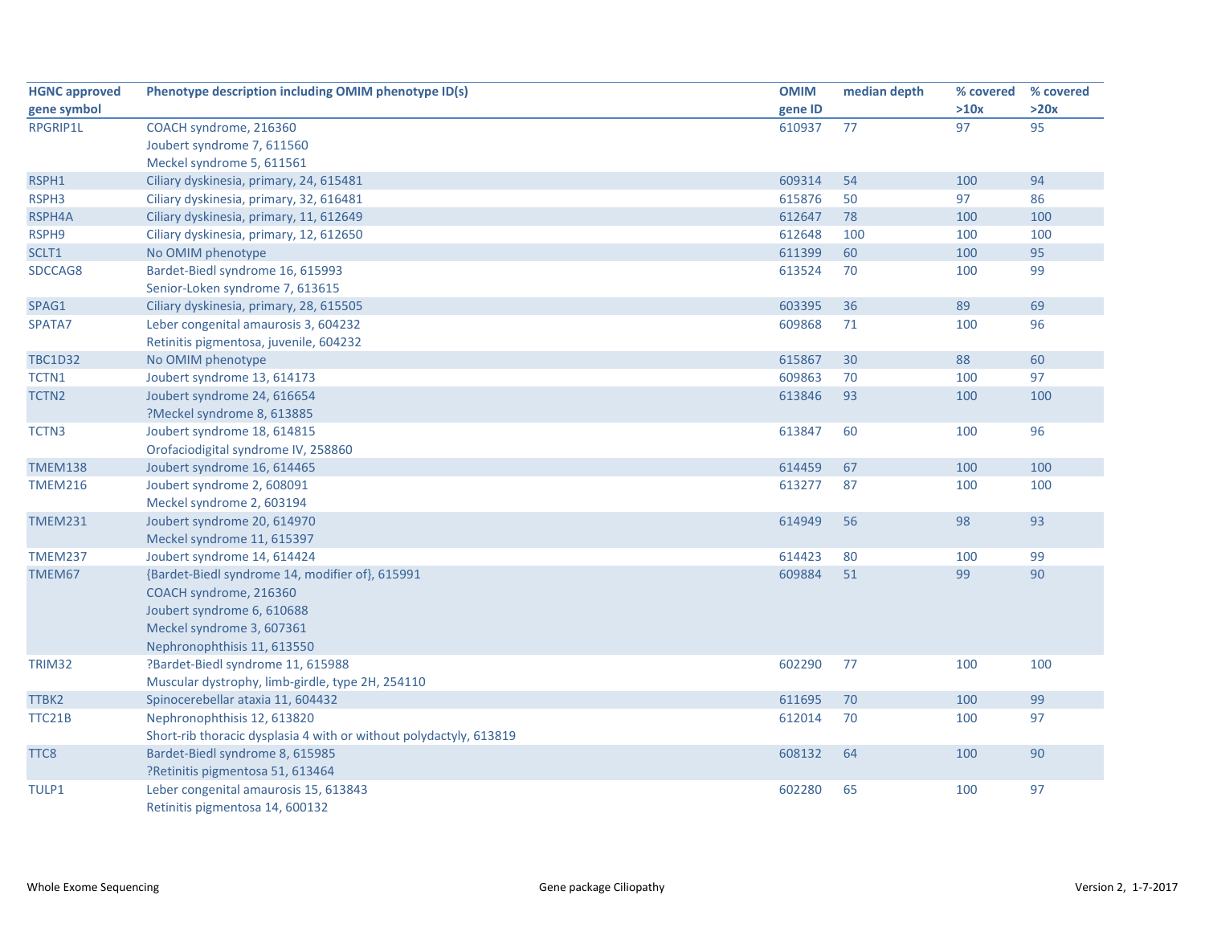| HGNC approved gene symbol | Phenotype description including OMIM phenotype ID(s) | OMIM gene ID | median depth | % covered >10x | % covered >20x |
|---|---|---|---|---|---|
| RPGRIP1L | COACH syndrome, 216360<br>Joubert syndrome 7, 611560<br>Meckel syndrome 5, 611561 | 610937 | 77 | 97 | 95 |
| RSPH1 | Ciliary dyskinesia, primary, 24, 615481 | 609314 | 54 | 100 | 94 |
| RSPH3 | Ciliary dyskinesia, primary, 32, 616481 | 615876 | 50 | 97 | 86 |
| RSPH4A | Ciliary dyskinesia, primary, 11, 612649 | 612647 | 78 | 100 | 100 |
| RSPH9 | Ciliary dyskinesia, primary, 12, 612650 | 612648 | 100 | 100 | 100 |
| SCLT1 | No OMIM phenotype | 611399 | 60 | 100 | 95 |
| SDCCAG8 | Bardet-Biedl syndrome 16, 615993<br>Senior-Loken syndrome 7, 613615 | 613524 | 70 | 100 | 99 |
| SPAG1 | Ciliary dyskinesia, primary, 28, 615505 | 603395 | 36 | 89 | 69 |
| SPATA7 | Leber congenital amaurosis 3, 604232<br>Retinitis pigmentosa, juvenile, 604232 | 609868 | 71 | 100 | 96 |
| TBC1D32 | No OMIM phenotype | 615867 | 30 | 88 | 60 |
| TCTN1 | Joubert syndrome 13, 614173 | 609863 | 70 | 100 | 97 |
| TCTN2 | Joubert syndrome 24, 616654<br>?Meckel syndrome 8, 613885 | 613846 | 93 | 100 | 100 |
| TCTN3 | Joubert syndrome 18, 614815<br>Orofaciodigital syndrome IV, 258860 | 613847 | 60 | 100 | 96 |
| TMEM138 | Joubert syndrome 16, 614465 | 614459 | 67 | 100 | 100 |
| TMEM216 | Joubert syndrome 2, 608091<br>Meckel syndrome 2, 603194 | 613277 | 87 | 100 | 100 |
| TMEM231 | Joubert syndrome 20, 614970<br>Meckel syndrome 11, 615397 | 614949 | 56 | 98 | 93 |
| TMEM237 | Joubert syndrome 14, 614424 | 614423 | 80 | 100 | 99 |
| TMEM67 | {Bardet-Biedl syndrome 14, modifier of}, 615991<br>COACH syndrome, 216360<br>Joubert syndrome 6, 610688<br>Meckel syndrome 3, 607361<br>Nephronophthisis 11, 613550 | 609884 | 51 | 99 | 90 |
| TRIM32 | ?Bardet-Biedl syndrome 11, 615988<br>Muscular dystrophy, limb-girdle, type 2H, 254110 | 602290 | 77 | 100 | 100 |
| TTBK2 | Spinocerebellar ataxia 11, 604432 | 611695 | 70 | 100 | 99 |
| TTC21B | Nephronophthisis 12, 613820<br>Short-rib thoracic dysplasia 4 with or without polydactyly, 613819 | 612014 | 70 | 100 | 97 |
| TTC8 | Bardet-Biedl syndrome 8, 615985<br>?Retinitis pigmentosa 51, 613464 | 608132 | 64 | 100 | 90 |
| TULP1 | Leber congenital amaurosis 15, 613843<br>Retinitis pigmentosa 14, 600132 | 602280 | 65 | 100 | 97 |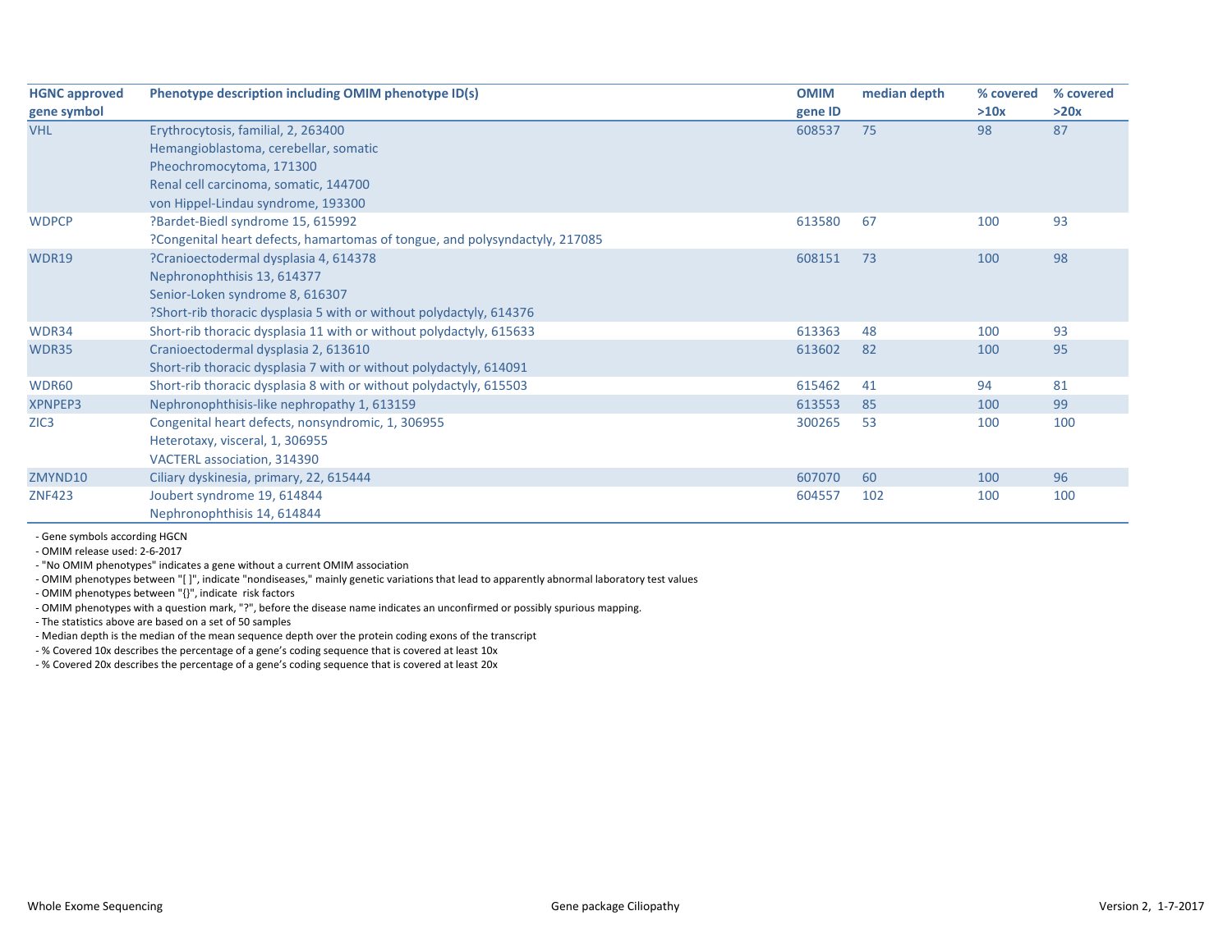| HGNC approved gene symbol | Phenotype description including OMIM phenotype ID(s) | OMIM gene ID | median depth | % covered >10x | % covered >20x |
|---|---|---|---|---|---|
| VHL | Erythrocytosis, familial, 2, 263400<br>Hemangioblastoma, cerebellar, somatic<br>Pheochromocytoma, 171300<br>Renal cell carcinoma, somatic, 144700<br>von Hippel-Lindau syndrome, 193300 | 608537 | 75 | 98 | 87 |
| WDPCP | ?Bardet-Biedl syndrome 15, 615992<br>?Congenital heart defects, hamartomas of tongue, and polysyndactyly, 217085 | 613580 | 67 | 100 | 93 |
| WDR19 | ?Cranioectodermal dysplasia 4, 614378<br>Nephronophthisis 13, 614377<br>Senior-Loken syndrome 8, 616307<br>?Short-rib thoracic dysplasia 5 with or without polydactyly, 614376 | 608151 | 73 | 100 | 98 |
| WDR34 | Short-rib thoracic dysplasia 11 with or without polydactyly, 615633 | 613363 | 48 | 100 | 93 |
| WDR35 | Cranioectodermal dysplasia 2, 613610<br>Short-rib thoracic dysplasia 7 with or without polydactyly, 614091 | 613602 | 82 | 100 | 95 |
| WDR60 | Short-rib thoracic dysplasia 8 with or without polydactyly, 615503 | 615462 | 41 | 94 | 81 |
| XPNPEP3 | Nephronophthisis-like nephropathy 1, 613159 | 613553 | 85 | 100 | 99 |
| ZIC3 | Congenital heart defects, nonsyndromic, 1, 306955<br>Heterotaxy, visceral, 1, 306955<br>VACTERL association, 314390 | 300265 | 53 | 100 | 100 |
| ZMYND10 | Ciliary dyskinesia, primary, 22, 615444 | 607070 | 60 | 100 | 96 |
| ZNF423 | Joubert syndrome 19, 614844<br>Nephronophthisis 14, 614844 | 604557 | 102 | 100 | 100 |

- Gene symbols according HGCN
- OMIM release used: 2-6-2017
- "No OMIM phenotypes" indicates a gene without a current OMIM association
- OMIM phenotypes between "[ ]", indicate "nondiseases," mainly genetic variations that lead to apparently abnormal laboratory test values
- OMIM phenotypes between "{}", indicate risk factors
- OMIM phenotypes with a question mark, "?", before the disease name indicates an unconfirmed or possibly spurious mapping.
- The statistics above are based on a set of 50 samples
- Median depth is the median of the mean sequence depth over the protein coding exons of the transcript
- % Covered 10x describes the percentage of a gene's coding sequence that is covered at least 10x
- % Covered 20x describes the percentage of a gene's coding sequence that is covered at least 20x